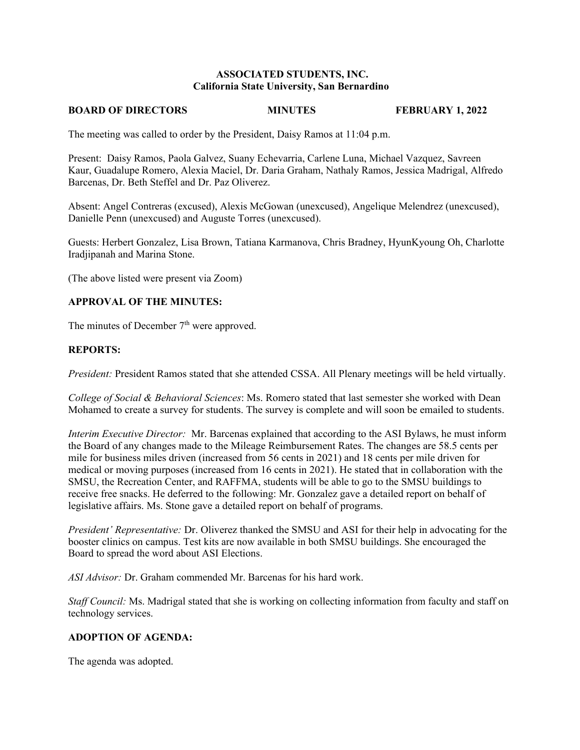**ASSOCIATED STUDENTS, INC.**
**California State University, San Bernardino**

**BOARD OF DIRECTORS MINUTES FEBRUARY 1, 2022**

The meeting was called to order by the President, Daisy Ramos at 11:04 p.m.

Present: Daisy Ramos, Paola Galvez, Suany Echevarria, Carlene Luna, Michael Vazquez, Savreen Kaur, Guadalupe Romero, Alexia Maciel, Dr. Daria Graham, Nathaly Ramos, Jessica Madrigal, Alfredo Barcenas, Dr. Beth Steffel and Dr. Paz Oliverez.

Absent: Angel Contreras (excused), Alexis McGowan (unexcused), Angelique Melendrez (unexcused), Danielle Penn (unexcused) and Auguste Torres (unexcused).

Guests: Herbert Gonzalez, Lisa Brown, Tatiana Karmanova, Chris Bradney, HyunKyoung Oh, Charlotte Iradjipanah and Marina Stone.

(The above listed were present via Zoom)

**APPROVAL OF THE MINUTES:**

The minutes of December 7th were approved.

**REPORTS:**

*President:* President Ramos stated that she attended CSSA. All Plenary meetings will be held virtually.

*College of Social & Behavioral Sciences*: Ms. Romero stated that last semester she worked with Dean Mohamed to create a survey for students. The survey is complete and will soon be emailed to students.

*Interim Executive Director:* Mr. Barcenas explained that according to the ASI Bylaws, he must inform the Board of any changes made to the Mileage Reimbursement Rates. The changes are 58.5 cents per mile for business miles driven (increased from 56 cents in 2021) and 18 cents per mile driven for medical or moving purposes (increased from 16 cents in 2021). He stated that in collaboration with the SMSU, the Recreation Center, and RAFFMA, students will be able to go to the SMSU buildings to receive free snacks. He deferred to the following: Mr. Gonzalez gave a detailed report on behalf of legislative affairs. Ms. Stone gave a detailed report on behalf of programs.

*President' Representative:* Dr. Oliverez thanked the SMSU and ASI for their help in advocating for the booster clinics on campus. Test kits are now available in both SMSU buildings. She encouraged the Board to spread the word about ASI Elections.

*ASI Advisor:* Dr. Graham commended Mr. Barcenas for his hard work.

*Staff Council:* Ms. Madrigal stated that she is working on collecting information from faculty and staff on technology services.

**ADOPTION OF AGENDA:**

The agenda was adopted.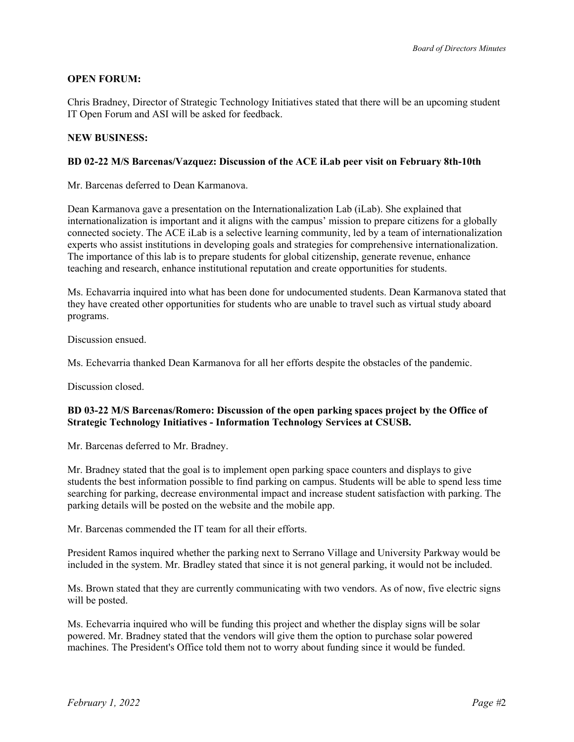**OPEN FORUM:**

Chris Bradney, Director of Strategic Technology Initiatives stated that there will be an upcoming student IT Open Forum and ASI will be asked for feedback.

**NEW BUSINESS:**

**BD 02-22 M/S Barcenas/Vazquez: Discussion of the ACE iLab peer visit on February 8th-10th**

Mr. Barcenas deferred to Dean Karmanova.

Dean Karmanova gave a presentation on the Internationalization Lab (iLab). She explained that internationalization is important and it aligns with the campus' mission to prepare citizens for a globally connected society. The ACE iLab is a selective learning community, led by a team of internationalization experts who assist institutions in developing goals and strategies for comprehensive internationalization. The importance of this lab is to prepare students for global citizenship, generate revenue, enhance teaching and research, enhance institutional reputation and create opportunities for students.

Ms. Echavarria inquired into what has been done for undocumented students. Dean Karmanova stated that they have created other opportunities for students who are unable to travel such as virtual study aboard programs.

Discussion ensued.

Ms. Echevarria thanked Dean Karmanova for all her efforts despite the obstacles of the pandemic.

Discussion closed.

**BD 03-22 M/S Barcenas/Romero: Discussion of the open parking spaces project by the Office of Strategic Technology Initiatives - Information Technology Services at CSUSB.**

Mr. Barcenas deferred to Mr. Bradney.

Mr. Bradney stated that the goal is to implement open parking space counters and displays to give students the best information possible to find parking on campus. Students will be able to spend less time searching for parking, decrease environmental impact and increase student satisfaction with parking. The parking details will be posted on the website and the mobile app.

Mr. Barcenas commended the IT team for all their efforts.

President Ramos inquired whether the parking next to Serrano Village and University Parkway would be included in the system. Mr. Bradley stated that since it is not general parking, it would not be included.

Ms. Brown stated that they are currently communicating with two vendors. As of now, five electric signs will be posted.

Ms. Echevarria inquired who will be funding this project and whether the display signs will be solar powered. Mr. Bradney stated that the vendors will give them the option to purchase solar powered machines. The President's Office told them not to worry about funding since it would be funded.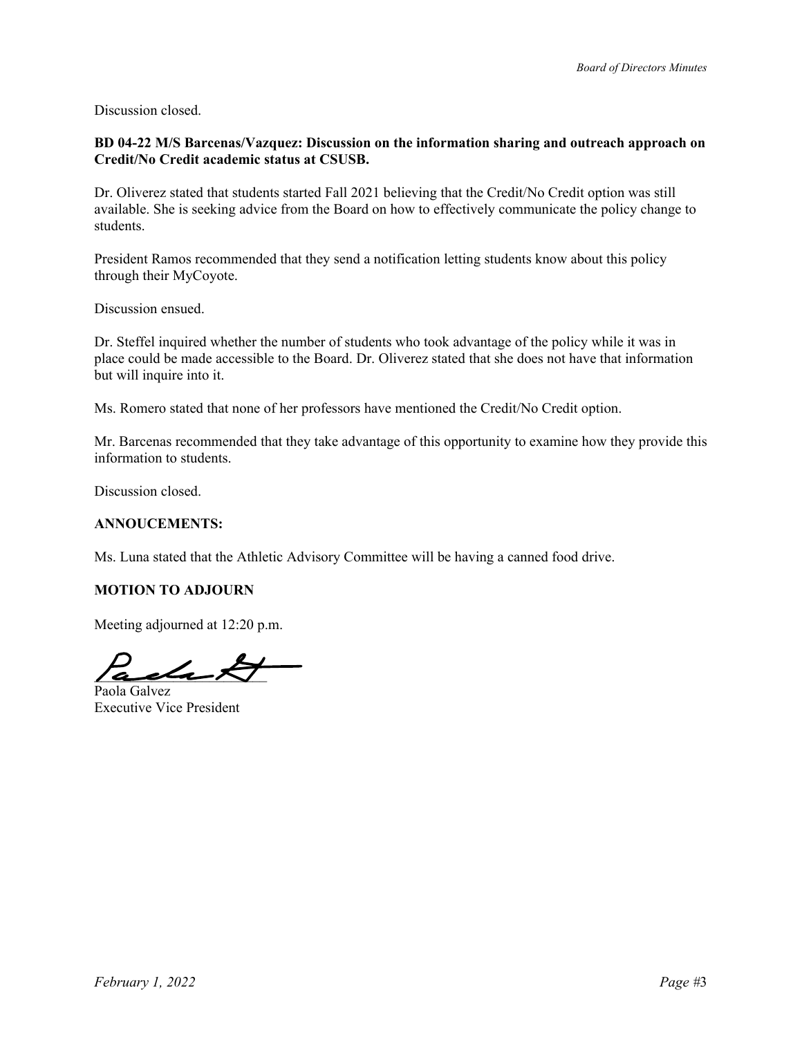Discussion closed.

**BD 04-22 M/S Barcenas/Vazquez: Discussion on the information sharing and outreach approach on Credit/No Credit academic status at CSUSB.**

Dr. Oliverez stated that students started Fall 2021 believing that the Credit/No Credit option was still available. She is seeking advice from the Board on how to effectively communicate the policy change to students.

President Ramos recommended that they send a notification letting students know about this policy through their MyCoyote.

Discussion ensued.

Dr. Steffel inquired whether the number of students who took advantage of the policy while it was in place could be made accessible to the Board. Dr. Oliverez stated that she does not have that information but will inquire into it.

Ms. Romero stated that none of her professors have mentioned the Credit/No Credit option.

Mr. Barcenas recommended that they take advantage of this opportunity to examine how they provide this information to students.

Discussion closed.

**ANNOUCEMENTS:**

Ms. Luna stated that the Athletic Advisory Committee will be having a canned food drive.

**MOTION TO ADJOURN**

Meeting adjourned at 12:20 p.m.

Paola Galvez
Executive Vice President